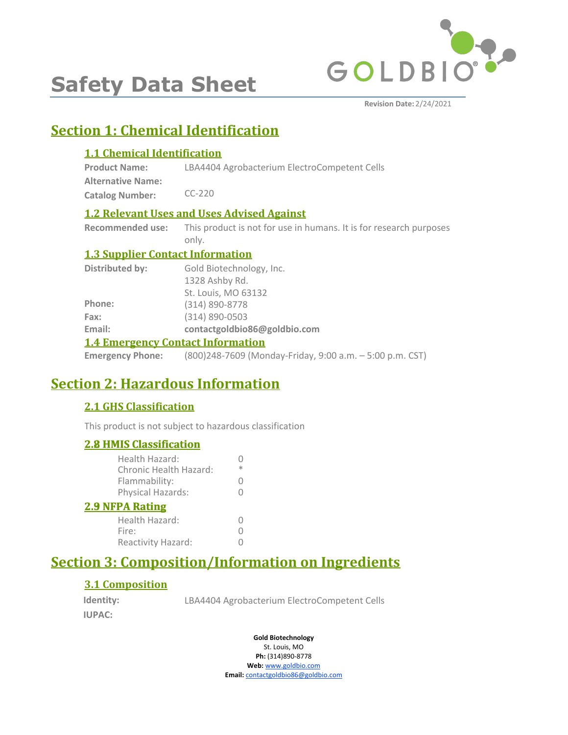# Safety Data Sheet

**Revision Date:** 2/24/2021

## Section 1: Chemical Identification

### 1.1 Chemical Identification

**Product Name:** LBA4404 Agrobacterium ElectroCompetent Cells

**Alternative Name:**

**Catalog Number:** CC-220

### 1.2 Relevant Uses and Uses Advised Against

**Recommended use:** This product is not for use in humans. It is for research purposes only.

### 1.3 Supplier Contact Information

**Distributed by:** Gold Biotechnology, Inc.
1328 Ashby Rd.
St. Louis, MO 63132

**Phone:** (314) 890-8778

**Fax:** (314) 890-0503

**Email:** **contactgoldbio86@goldbio.com**

### 1.4 Emergency Contact Information

**Emergency Phone:** (800)248-7609 (Monday-Friday, 9:00 a.m. – 5:00 p.m. CST)

## Section 2: Hazardous Information

### 2.1 GHS Classification

This product is not subject to hazardous classification

### 2.8 HMIS Classification

| | |
|---|---|
| Health Hazard: | 0 |
| Chronic Health Hazard: | * |
| Flammability: | 0 |
| Physical Hazards: | 0 |

### 2.9 NFPA Rating

| | |
|---|---|
| Health Hazard: | 0 |
| Fire: | 0 |
| Reactivity Hazard: | 0 |

## Section 3: Composition/Information on Ingredients

### 3.1 Composition

**Identity:** LBA4404 Agrobacterium ElectroCompetent Cells

**IUPAC:**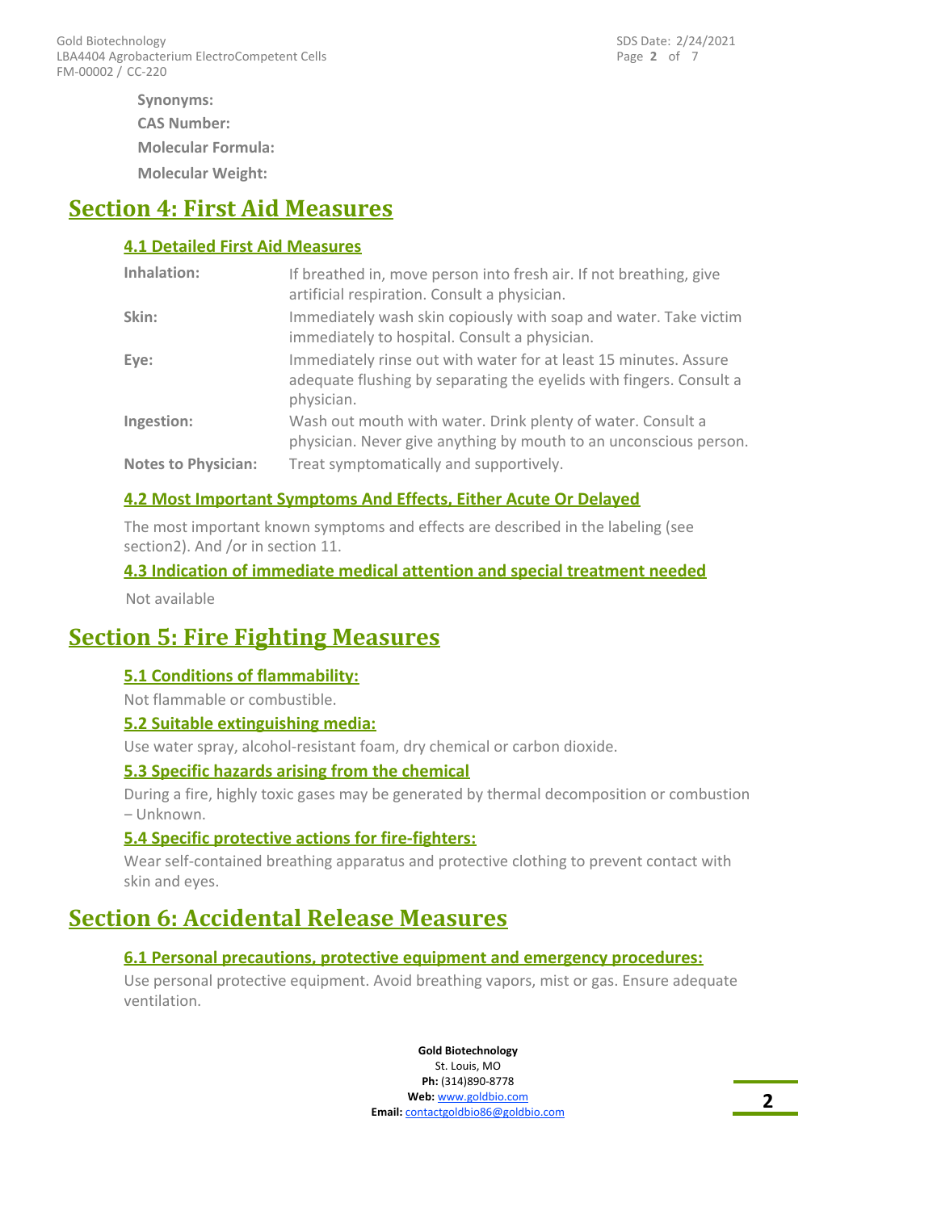**Synonyms:**

**CAS Number:**

**Molecular Formula:**

**Molecular Weight:**

# Section 4: First Aid Measures

## 4.1 Detailed First Aid Measures

| | |
|---|---|
| **Inhalation:** | If breathed in, move person into fresh air. If not breathing, give artificial respiration. Consult a physician. |
| **Skin:** | Immediately wash skin copiously with soap and water. Take victim immediately to hospital. Consult a physician. |
| **Eye:** | Immediately rinse out with water for at least 15 minutes. Assure adequate flushing by separating the eyelids with fingers. Consult a physician. |
| **Ingestion:** | Wash out mouth with water. Drink plenty of water. Consult a physician. Never give anything by mouth to an unconscious person. |
| **Notes to Physician:** | Treat symptomatically and supportively. |

## 4.2 Most Important Symptoms And Effects, Either Acute Or Delayed

The most important known symptoms and effects are described in the labeling (see section2). And /or in section 11.

## 4.3 Indication of immediate medical attention and special treatment needed

Not available

# Section 5: Fire Fighting Measures

## 5.1 Conditions of flammability:

Not flammable or combustible.

## 5.2 Suitable extinguishing media:

Use water spray, alcohol-resistant foam, dry chemical or carbon dioxide.

## 5.3 Specific hazards arising from the chemical

During a fire, highly toxic gases may be generated by thermal decomposition or combustion – Unknown.

## 5.4 Specific protective actions for fire-fighters:

Wear self-contained breathing apparatus and protective clothing to prevent contact with skin and eyes.

# Section 6: Accidental Release Measures

## 6.1 Personal precautions, protective equipment and emergency procedures:

Use personal protective equipment. Avoid breathing vapors, mist or gas. Ensure adequate ventilation.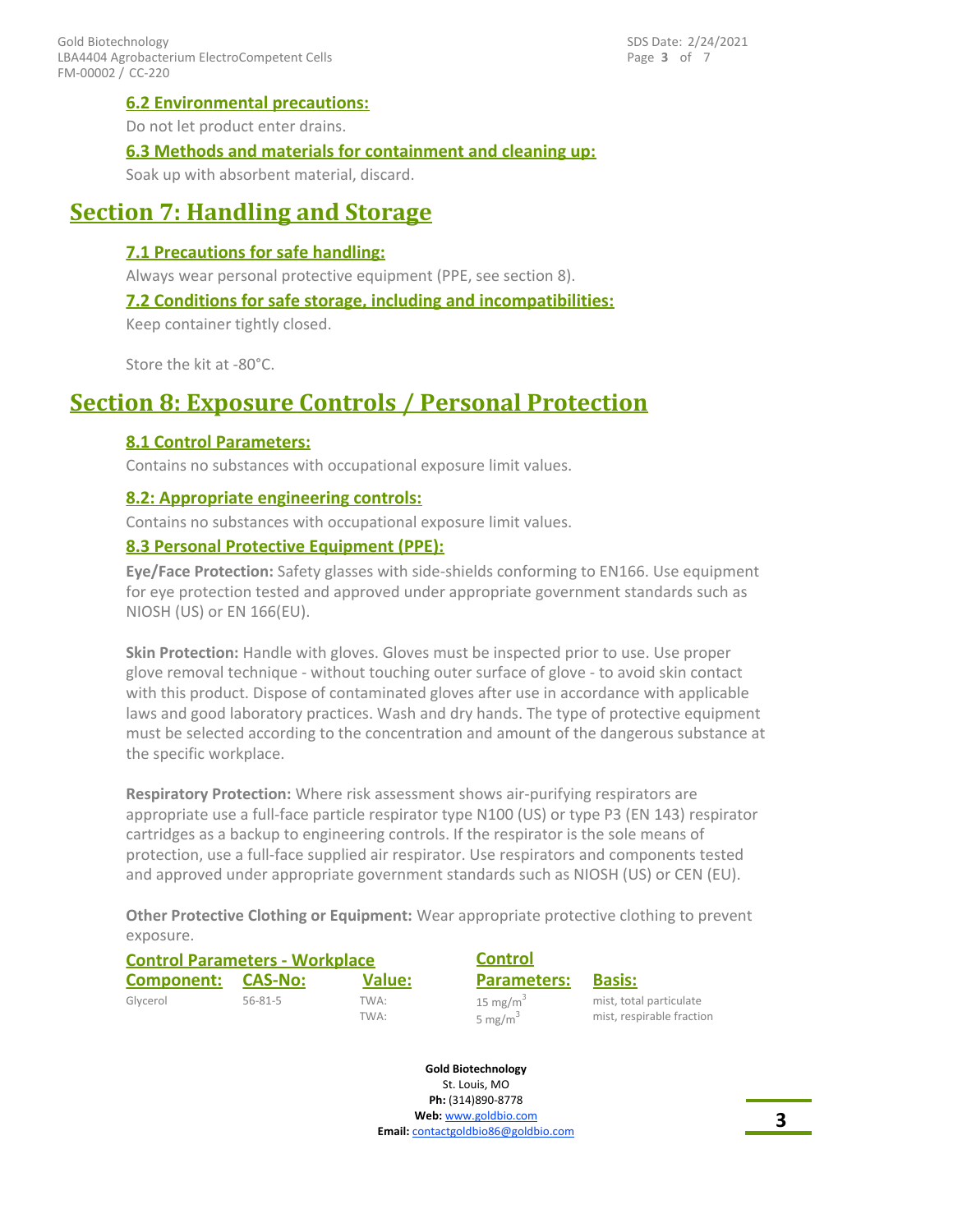### 6.2 Environmental precautions:

Do not let product enter drains.

### 6.3 Methods and materials for containment and cleaning up:

Soak up with absorbent material, discard.

## Section 7: Handling and Storage

### 7.1 Precautions for safe handling:

Always wear personal protective equipment (PPE, see section 8).

### 7.2 Conditions for safe storage, including and incompatibilities:

Keep container tightly closed.

Store the kit at -80°C.

## Section 8: Exposure Controls / Personal Protection

### 8.1 Control Parameters:

Contains no substances with occupational exposure limit values.

### 8.2: Appropriate engineering controls:

Contains no substances with occupational exposure limit values.

### 8.3 Personal Protective Equipment (PPE):

**Eye/Face Protection:** Safety glasses with side-shields conforming to EN166. Use equipment for eye protection tested and approved under appropriate government standards such as NIOSH (US) or EN 166(EU).

**Skin Protection:** Handle with gloves. Gloves must be inspected prior to use. Use proper glove removal technique - without touching outer surface of glove - to avoid skin contact with this product. Dispose of contaminated gloves after use in accordance with applicable laws and good laboratory practices. Wash and dry hands. The type of protective equipment must be selected according to the concentration and amount of the dangerous substance at the specific workplace.

**Respiratory Protection:** Where risk assessment shows air-purifying respirators are appropriate use a full-face particle respirator type N100 (US) or type P3 (EN 143) respirator cartridges as a backup to engineering controls. If the respirator is the sole means of protection, use a full-face supplied air respirator. Use respirators and components tested and approved under appropriate government standards such as NIOSH (US) or CEN (EU).

**Other Protective Clothing or Equipment:** Wear appropriate protective clothing to prevent exposure.

**Control Parameters - Workplace**

| Component: | CAS-No: | Value: | Control Parameters: | Basis: |
|---|---|---|---|---|
| Glycerol | 56-81-5 | TWA: | 15 mg/m$^3$ | mist, total particulate |
| | | TWA: | 5 mg/m$^3$ | mist, respirable fraction |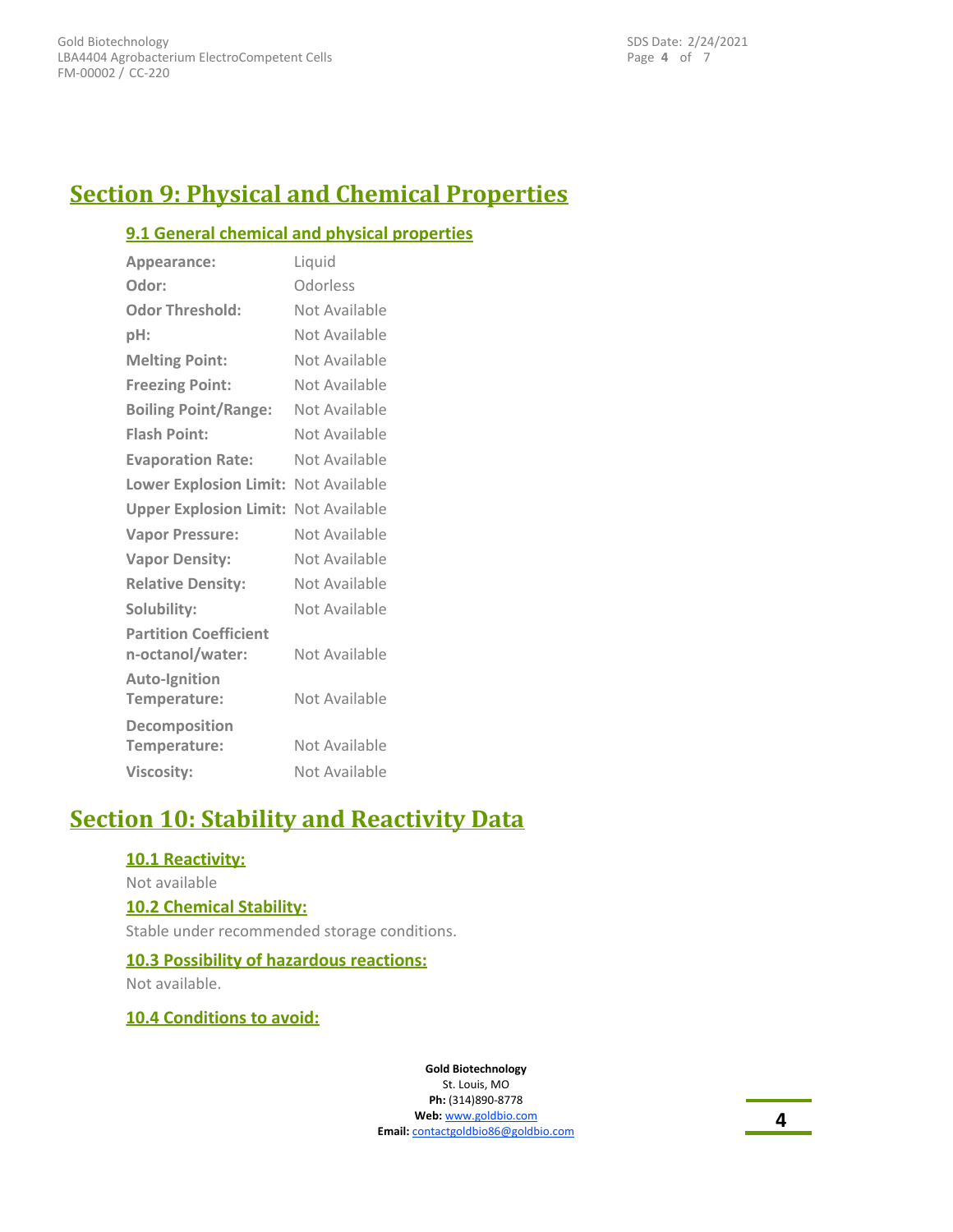# Section 9: Physical and Chemical Properties

## 9.1 General chemical and physical properties

| | |
|---|---|
| **Appearance:** | Liquid |
| **Odor:** | Odorless |
| **Odor Threshold:** | Not Available |
| **pH:** | Not Available |
| **Melting Point:** | Not Available |
| **Freezing Point:** | Not Available |
| **Boiling Point/Range:** | Not Available |
| **Flash Point:** | Not Available |
| **Evaporation Rate:** | Not Available |
| **Lower Explosion Limit:** | Not Available |
| **Upper Explosion Limit:** | Not Available |
| **Vapor Pressure:** | Not Available |
| **Vapor Density:** | Not Available |
| **Relative Density:** | Not Available |
| **Solubility:** | Not Available |
| **Partition Coefficient n-octanol/water:** | Not Available |
| **Auto-Ignition Temperature:** | Not Available |
| **Decomposition Temperature:** | Not Available |
| **Viscosity:** | Not Available |

# Section 10: Stability and Reactivity Data

## 10.1 Reactivity:

Not available

## 10.2 Chemical Stability:

Stable under recommended storage conditions.

## 10.3 Possibility of hazardous reactions:

Not available.

## 10.4 Conditions to avoid: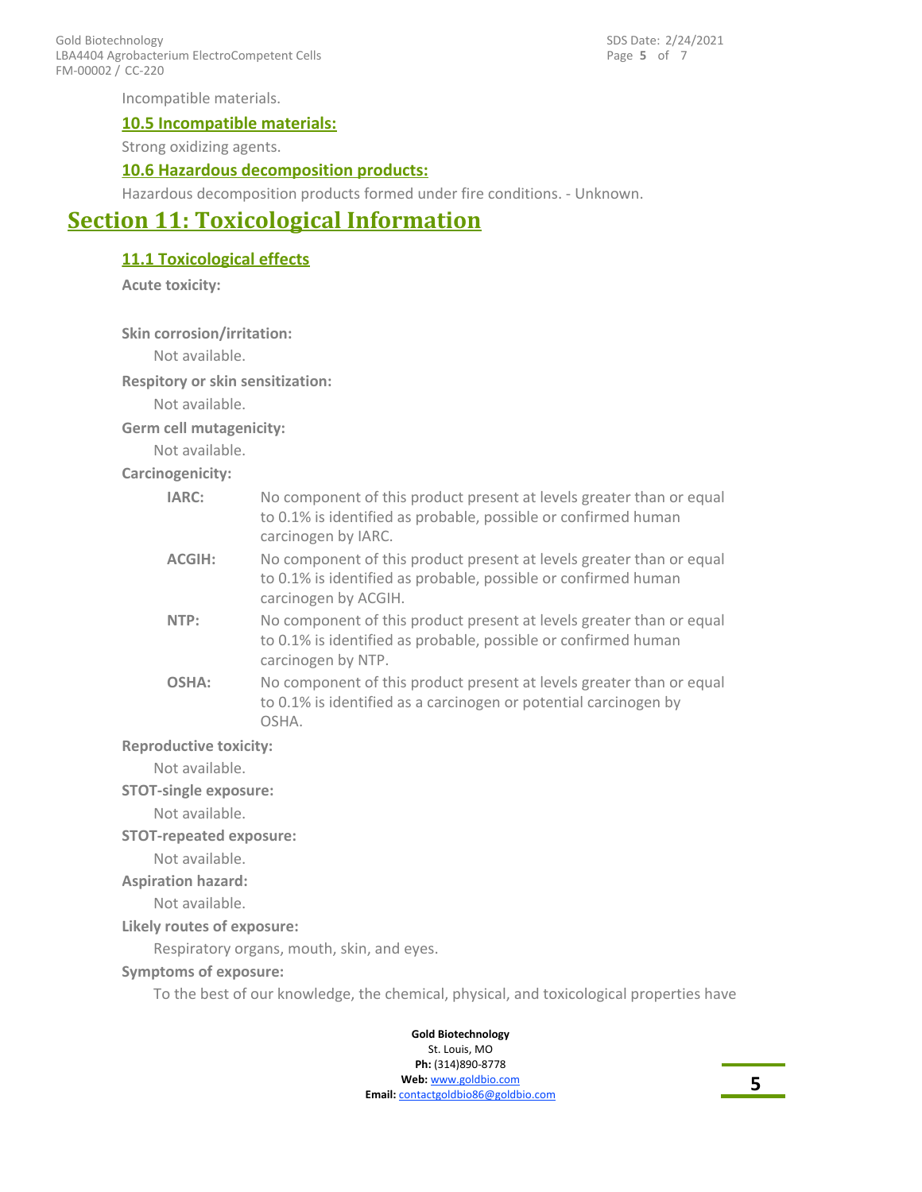Incompatible materials.

### 10.5 Incompatible materials:

Strong oxidizing agents.

### 10.6 Hazardous decomposition products:

Hazardous decomposition products formed under fire conditions. - Unknown.

## Section 11: Toxicological Information

### 11.1 Toxicological effects

**Acute toxicity:**

**Skin corrosion/irritation:**

Not available.

**Respitory or skin sensitization:**

Not available.

**Germ cell mutagenicity:**

Not available.

**Carcinogenicity:**

**IARC:** No component of this product present at levels greater than or equal to 0.1% is identified as probable, possible or confirmed human carcinogen by IARC.

**ACGIH:** No component of this product present at levels greater than or equal to 0.1% is identified as probable, possible or confirmed human carcinogen by ACGIH.

**NTP:** No component of this product present at levels greater than or equal to 0.1% is identified as probable, possible or confirmed human carcinogen by NTP.

**OSHA:** No component of this product present at levels greater than or equal to 0.1% is identified as a carcinogen or potential carcinogen by OSHA.

**Reproductive toxicity:**

Not available.

**STOT-single exposure:**

Not available.

**STOT-repeated exposure:**

Not available.

**Aspiration hazard:**

Not available.

**Likely routes of exposure:**

Respiratory organs, mouth, skin, and eyes.

**Symptoms of exposure:**

To the best of our knowledge, the chemical, physical, and toxicological properties have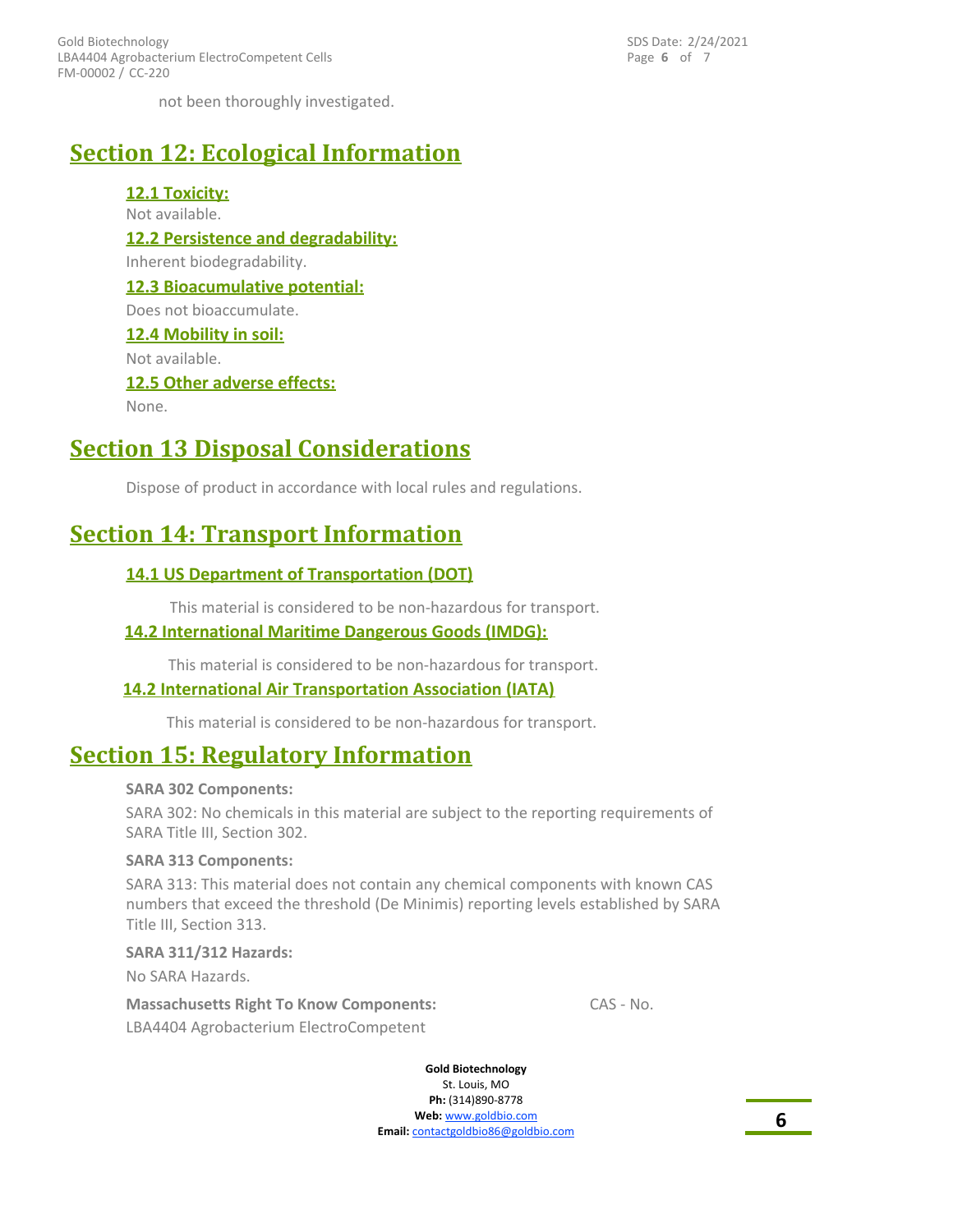not been thoroughly investigated.

## Section 12: Ecological Information

### 12.1 Toxicity:

Not available.

### 12.2 Persistence and degradability:

Inherent biodegradability.

### 12.3 Bioacumulative potential:

Does not bioaccumulate.

### 12.4 Mobility in soil:

Not available.

### 12.5 Other adverse effects:

None.

## Section 13 Disposal Considerations

Dispose of product in accordance with local rules and regulations.

## Section 14: Transport Information

### 14.1 US Department of Transportation (DOT)

This material is considered to be non-hazardous for transport.

### 14.2 International Maritime Dangerous Goods (IMDG):

This material is considered to be non-hazardous for transport.

### 14.2 International Air Transportation Association (IATA)

This material is considered to be non-hazardous for transport.

## Section 15: Regulatory Information

**SARA 302 Components:**

SARA 302: No chemicals in this material are subject to the reporting requirements of SARA Title III, Section 302.

**SARA 313 Components:**

SARA 313: This material does not contain any chemical components with known CAS numbers that exceed the threshold (De Minimis) reporting levels established by SARA Title III, Section 313.

**SARA 311/312 Hazards:**

No SARA Hazards.

| **Massachusetts Right To Know Components:** | CAS - No. |
| --- | --- |
| LBA4404 Agrobacterium ElectroCompetent | |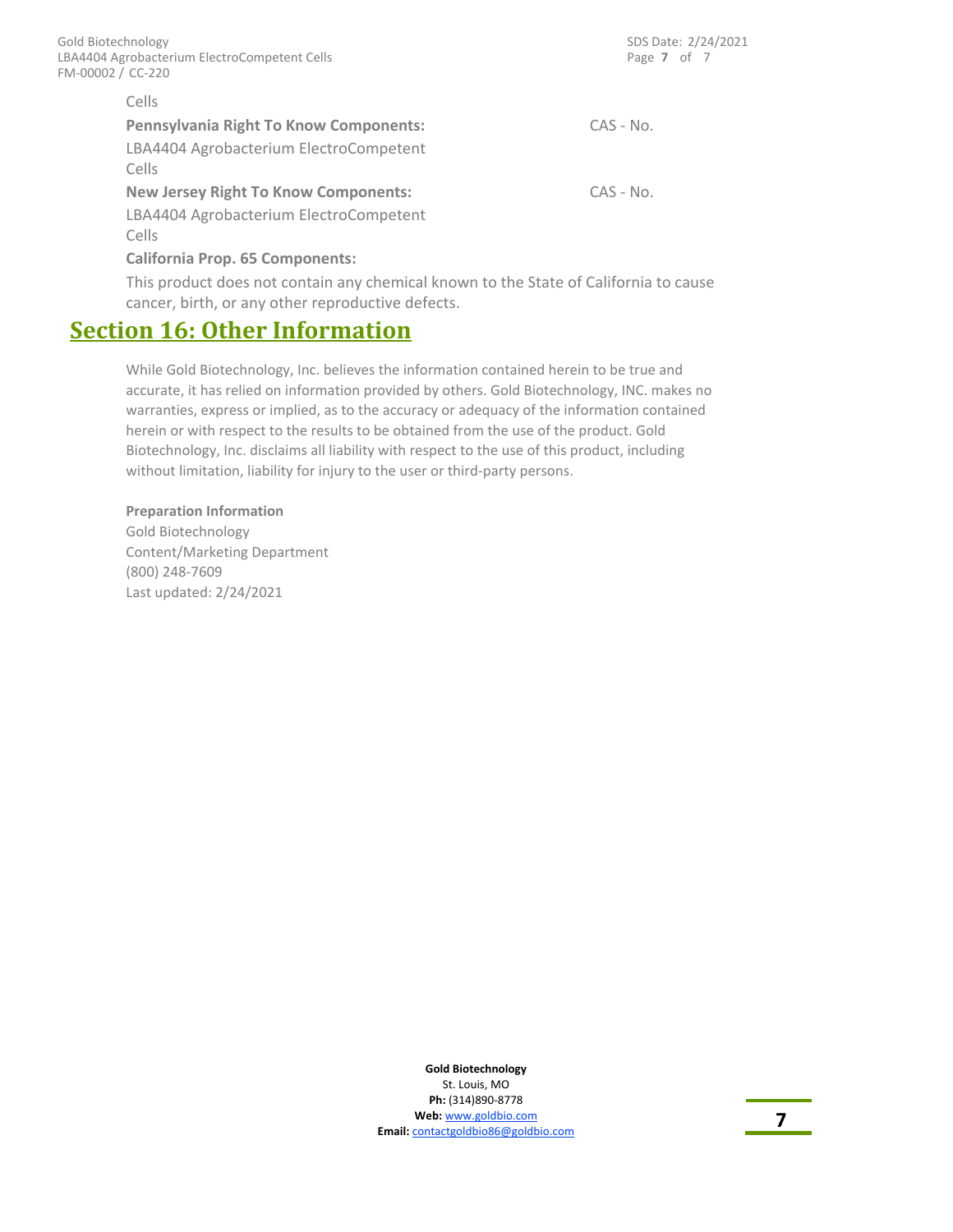Cells

**Pennsylvania Right To Know Components:** CAS - No.

LBA4404 Agrobacterium ElectroCompetent Cells

**New Jersey Right To Know Components:** CAS - No.

LBA4404 Agrobacterium ElectroCompetent Cells

**California Prop. 65 Components:**

This product does not contain any chemical known to the State of California to cause cancer, birth, or any other reproductive defects.

## Section 16: Other Information

While Gold Biotechnology, Inc. believes the information contained herein to be true and accurate, it has relied on information provided by others. Gold Biotechnology, INC. makes no warranties, express or implied, as to the accuracy or adequacy of the information contained herein or with respect to the results to be obtained from the use of the product. Gold Biotechnology, Inc. disclaims all liability with respect to the use of this product, including without limitation, liability for injury to the user or third-party persons.

**Preparation Information**
Gold Biotechnology
Content/Marketing Department
(800) 248-7609
Last updated: 2/24/2021